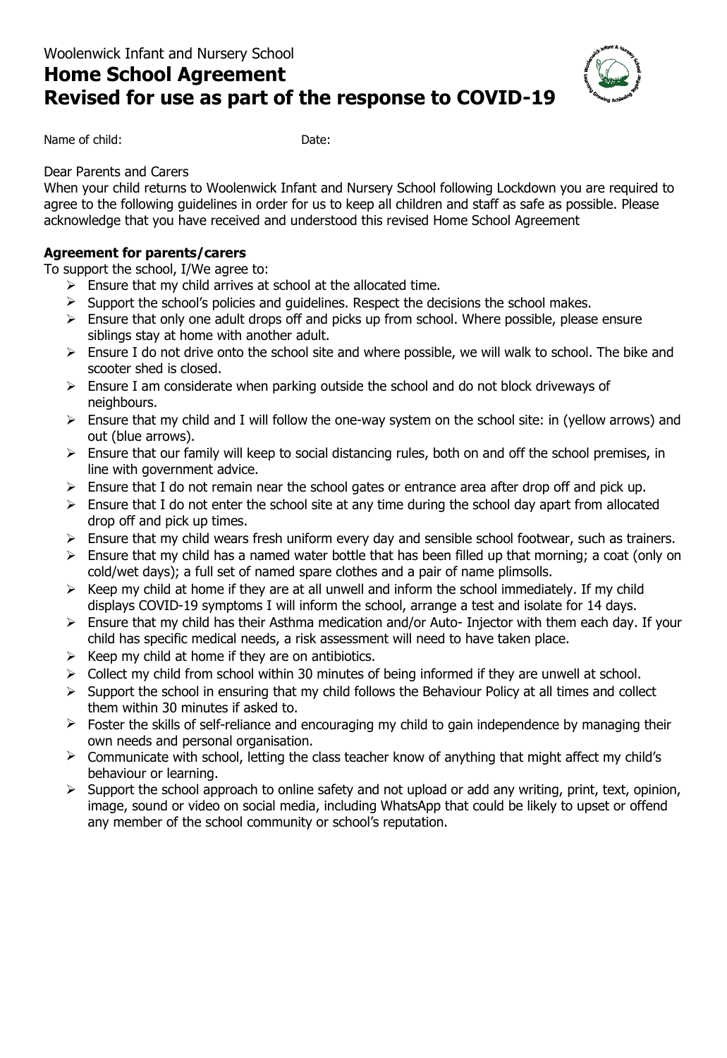Woolenwick Infant and Nursery School

# Home School Agreement
# Revised for use as part of the response to COVID-19

Name of child: Date:

Dear Parents and Carers

When your child returns to Woolenwick Infant and Nursery School following Lockdown you are required to agree to the following guidelines in order for us to keep all children and staff as safe as possible. Please acknowledge that you have received and understood this revised Home School Agreement

**Agreement for parents/carers**

To support the school, I/We agree to:

- Ensure that my child arrives at school at the allocated time.
- Support the school's policies and guidelines. Respect the decisions the school makes.
- Ensure that only one adult drops off and picks up from school. Where possible, please ensure siblings stay at home with another adult.
- Ensure I do not drive onto the school site and where possible, we will walk to school. The bike and scooter shed is closed.
- Ensure I am considerate when parking outside the school and do not block driveways of neighbours.
- Ensure that my child and I will follow the one-way system on the school site: in (yellow arrows) and out (blue arrows).
- Ensure that our family will keep to social distancing rules, both on and off the school premises, in line with government advice.
- Ensure that I do not remain near the school gates or entrance area after drop off and pick up.
- Ensure that I do not enter the school site at any time during the school day apart from allocated drop off and pick up times.
- Ensure that my child wears fresh uniform every day and sensible school footwear, such as trainers.
- Ensure that my child has a named water bottle that has been filled up that morning; a coat (only on cold/wet days); a full set of named spare clothes and a pair of name plimsolls.
- Keep my child at home if they are at all unwell and inform the school immediately. If my child displays COVID-19 symptoms I will inform the school, arrange a test and isolate for 14 days.
- Ensure that my child has their Asthma medication and/or Auto- Injector with them each day. If your child has specific medical needs, a risk assessment will need to have taken place.
- Keep my child at home if they are on antibiotics.
- Collect my child from school within 30 minutes of being informed if they are unwell at school.
- Support the school in ensuring that my child follows the Behaviour Policy at all times and collect them within 30 minutes if asked to.
- Foster the skills of self-reliance and encouraging my child to gain independence by managing their own needs and personal organisation.
- Communicate with school, letting the class teacher know of anything that might affect my child's behaviour or learning.
- Support the school approach to online safety and not upload or add any writing, print, text, opinion, image, sound or video on social media, including WhatsApp that could be likely to upset or offend any member of the school community or school's reputation.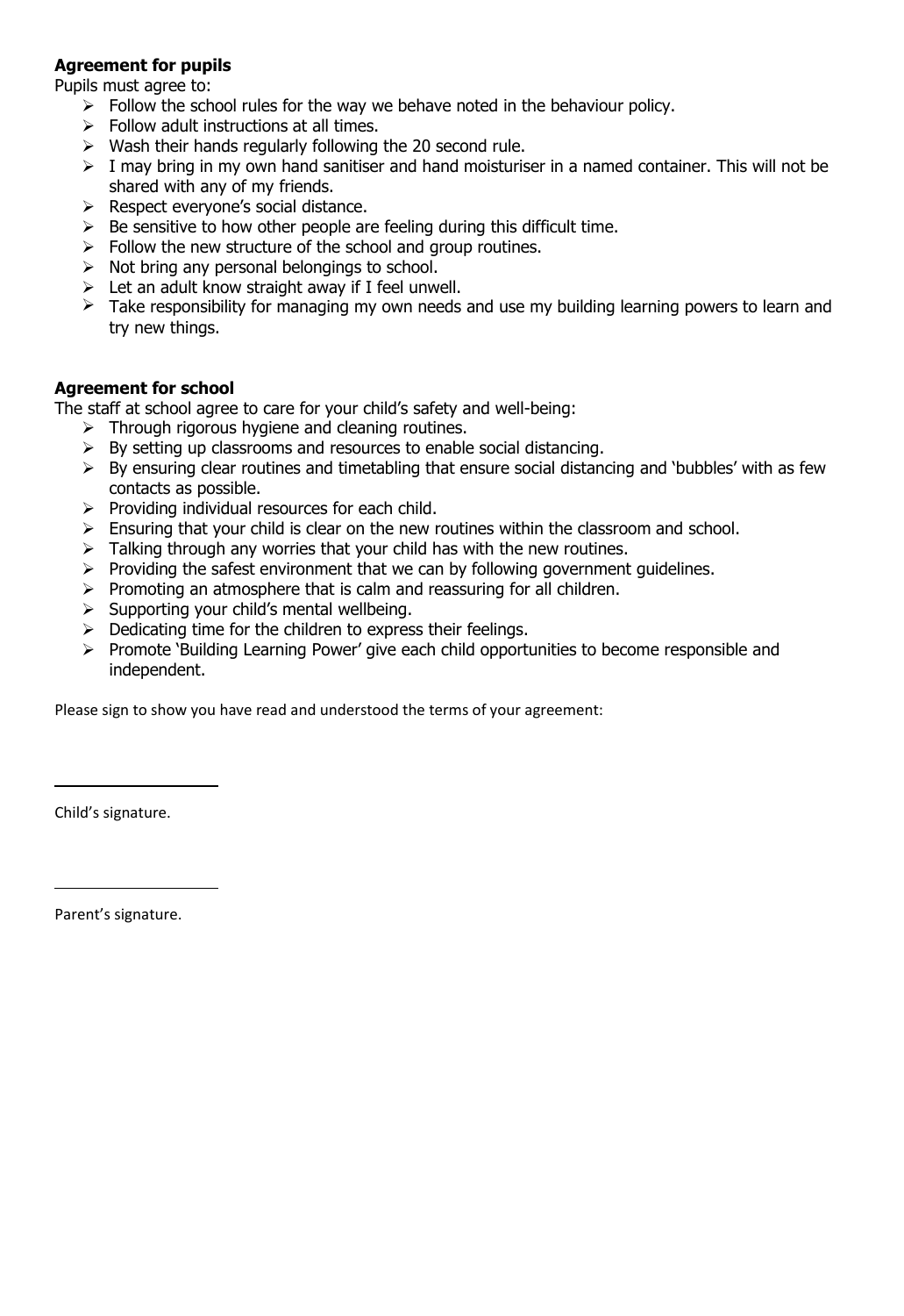**Agreement for pupils**

Pupils must agree to:

- Follow the school rules for the way we behave noted in the behaviour policy.
- Follow adult instructions at all times.
- Wash their hands regularly following the 20 second rule.
- I may bring in my own hand sanitiser and hand moisturiser in a named container. This will not be shared with any of my friends.
- Respect everyone's social distance.
- Be sensitive to how other people are feeling during this difficult time.
- Follow the new structure of the school and group routines.
- Not bring any personal belongings to school.
- Let an adult know straight away if I feel unwell.
- Take responsibility for managing my own needs and use my building learning powers to learn and try new things.

**Agreement for school**

The staff at school agree to care for your child's safety and well-being:

- Through rigorous hygiene and cleaning routines.
- By setting up classrooms and resources to enable social distancing.
- By ensuring clear routines and timetabling that ensure social distancing and 'bubbles' with as few contacts as possible.
- Providing individual resources for each child.
- Ensuring that your child is clear on the new routines within the classroom and school.
- Talking through any worries that your child has with the new routines.
- Providing the safest environment that we can by following government guidelines.
- Promoting an atmosphere that is calm and reassuring for all children.
- Supporting your child's mental wellbeing.
- Dedicating time for the children to express their feelings.
- Promote 'Building Learning Power' give each child opportunities to become responsible and independent.

Please sign to show you have read and understood the terms of your agreement:

\_\_\_\_\_\_\_\_\_\_\_\_\_\_\_\_\_\_\_\_

Child's signature.

\_\_\_\_\_\_\_\_\_\_\_\_\_\_\_\_\_\_\_\_

Parent's signature.